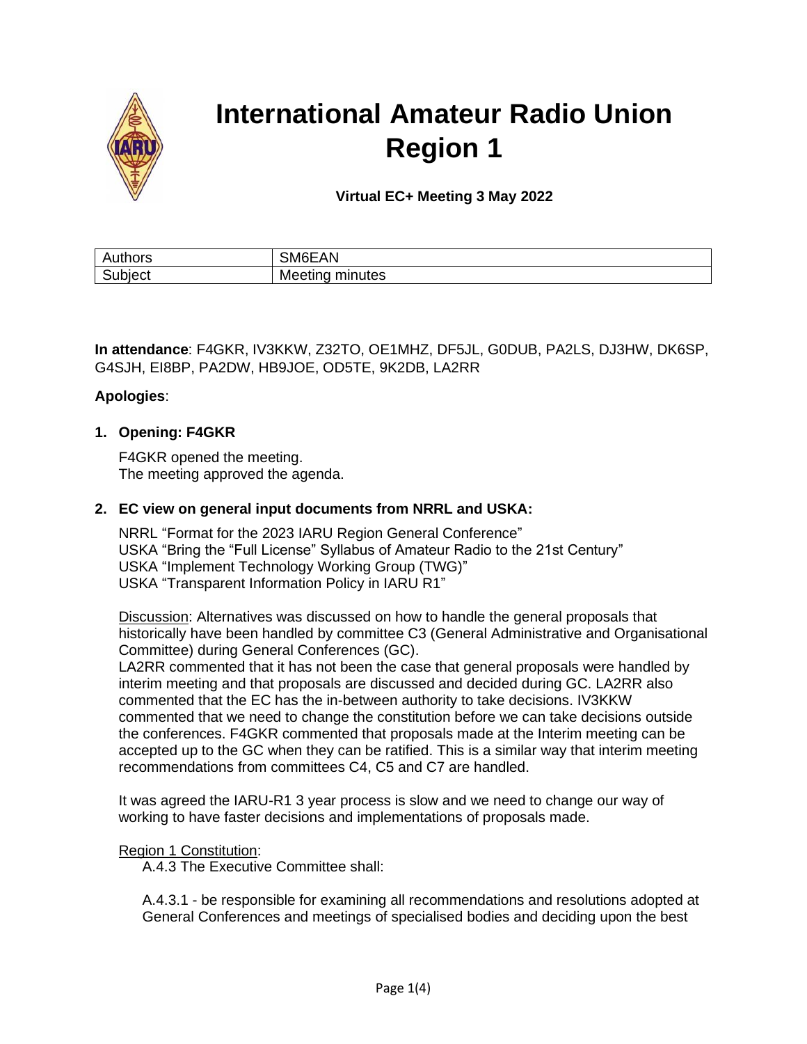# International Amateur Radio Union Region 1

**Virtual EC+ Meeting 3 May 2022**

| Authors | SM6EAN |
| --- | --- |
| Subject | Meeting minutes |

**In attendance**: F4GKR, IV3KKW, Z32TO, OE1MHZ, DF5JL, G0DUB, PA2LS, DJ3HW, DK6SP, G4SJH, EI8BP, PA2DW, HB9JOE, OD5TE, 9K2DB, LA2RR

**Apologies**:

1. **Opening: F4GKR**

   F4GKR opened the meeting.
   The meeting approved the agenda.

2. **EC view on general input documents from NRRL and USKA:**

   NRRL "Format for the 2023 IARU Region General Conference"
   USKA "Bring the "Full License" Syllabus of Amateur Radio to the 21st Century"
   USKA "Implement Technology Working Group (TWG)"
   USKA "Transparent Information Policy in IARU R1"

   Discussion: Alternatives was discussed on how to handle the general proposals that historically have been handled by committee C3 (General Administrative and Organisational Committee) during General Conferences (GC).
   LA2RR commented that it has not been the case that general proposals were handled by interim meeting and that proposals are discussed and decided during GC. LA2RR also commented that the EC has the in-between authority to take decisions. IV3KKW commented that we need to change the constitution before we can take decisions outside the conferences. F4GKR commented that proposals made at the Interim meeting can be accepted up to the GC when they can be ratified. This is a similar way that interim meeting recommendations from committees C4, C5 and C7 are handled.

   It was agreed the IARU-R1 3 year process is slow and we need to change our way of working to have faster decisions and implementations of proposals made.

   Region 1 Constitution:
   A.4.3 The Executive Committee shall:

   A.4.3.1 - be responsible for examining all recommendations and resolutions adopted at General Conferences and meetings of specialised bodies and deciding upon the best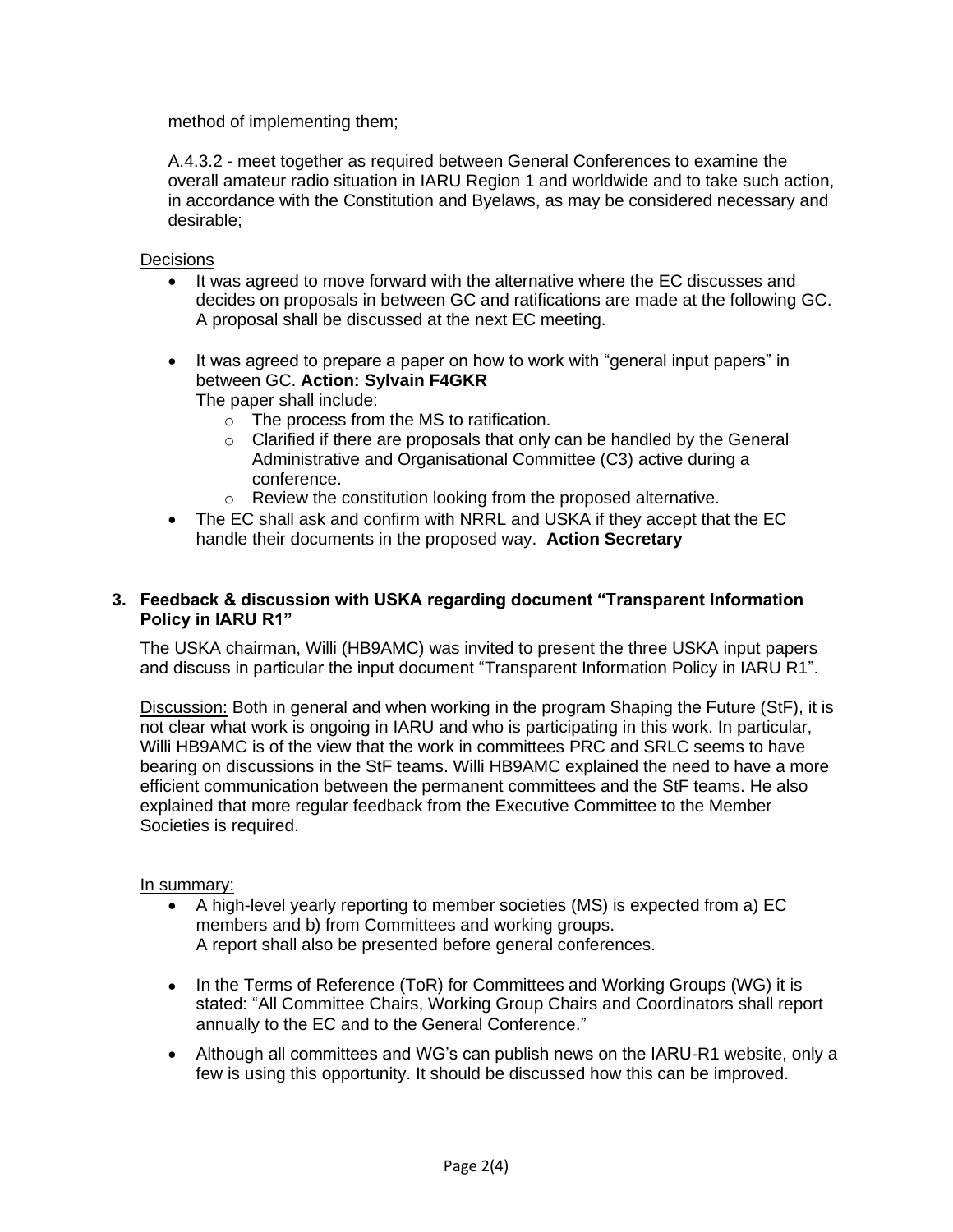method of implementing them;

A.4.3.2 - meet together as required between General Conferences to examine the overall amateur radio situation in IARU Region 1 and worldwide and to take such action, in accordance with the Constitution and Byelaws, as may be considered necessary and desirable;

Decisions

- It was agreed to move forward with the alternative where the EC discusses and decides on proposals in between GC and ratifications are made at the following GC. A proposal shall be discussed at the next EC meeting.
- It was agreed to prepare a paper on how to work with "general input papers" in between GC. **Action: Sylvain F4GKR**
  The paper shall include:
  - The process from the MS to ratification.
  - Clarified if there are proposals that only can be handled by the General Administrative and Organisational Committee (C3) active during a conference.
  - Review the constitution looking from the proposed alternative.
- The EC shall ask and confirm with NRRL and USKA if they accept that the EC handle their documents in the proposed way. **Action Secretary**

### 3. Feedback & discussion with USKA regarding document "Transparent Information Policy in IARU R1"

The USKA chairman, Willi (HB9AMC) was invited to present the three USKA input papers and discuss in particular the input document "Transparent Information Policy in IARU R1".

Discussion: Both in general and when working in the program Shaping the Future (StF), it is not clear what work is ongoing in IARU and who is participating in this work. In particular, Willi HB9AMC is of the view that the work in committees PRC and SRLC seems to have bearing on discussions in the StF teams. Willi HB9AMC explained the need to have a more efficient communication between the permanent committees and the StF teams. He also explained that more regular feedback from the Executive Committee to the Member Societies is required.

In summary:

- A high-level yearly reporting to member societies (MS) is expected from a) EC members and b) from Committees and working groups.
  A report shall also be presented before general conferences.
- In the Terms of Reference (ToR) for Committees and Working Groups (WG) it is stated: "All Committee Chairs, Working Group Chairs and Coordinators shall report annually to the EC and to the General Conference."
- Although all committees and WG's can publish news on the IARU-R1 website, only a few is using this opportunity. It should be discussed how this can be improved.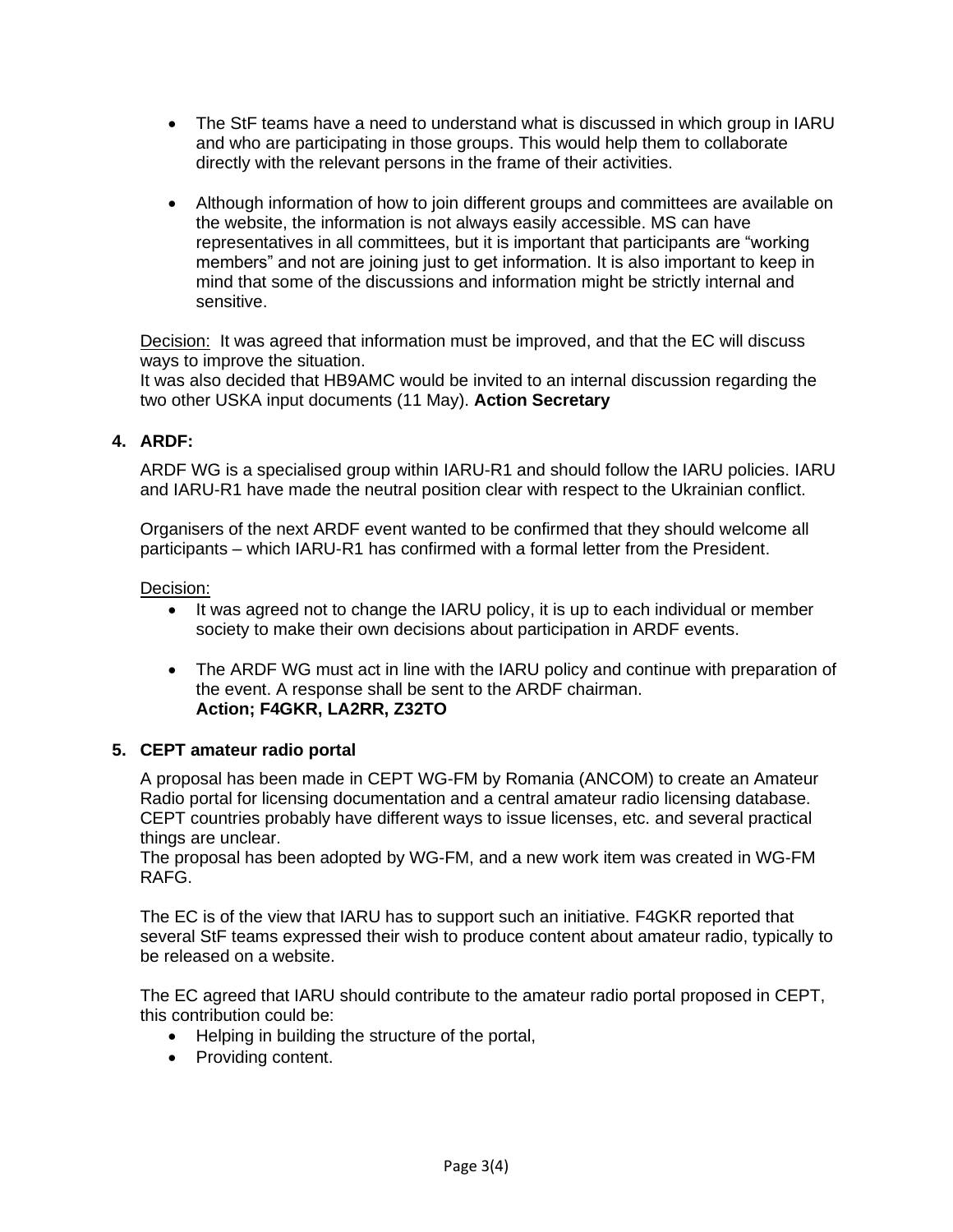- The StF teams have a need to understand what is discussed in which group in IARU and who are participating in those groups. This would help them to collaborate directly with the relevant persons in the frame of their activities.

- Although information of how to join different groups and committees are available on the website, the information is not always easily accessible. MS can have representatives in all committees, but it is important that participants are “working members” and not are joining just to get information. It is also important to keep in mind that some of the discussions and information might be strictly internal and sensitive.

Decision: It was agreed that information must be improved, and that the EC will discuss ways to improve the situation.
It was also decided that HB9AMC would be invited to an internal discussion regarding the two other USKA input documents (11 May). **Action Secretary**

**4. ARDF:**

ARDF WG is a specialised group within IARU-R1 and should follow the IARU policies. IARU and IARU-R1 have made the neutral position clear with respect to the Ukrainian conflict.

Organisers of the next ARDF event wanted to be confirmed that they should welcome all participants – which IARU-R1 has confirmed with a formal letter from the President.

Decision:

- It was agreed not to change the IARU policy, it is up to each individual or member society to make their own decisions about participation in ARDF events.

- The ARDF WG must act in line with the IARU policy and continue with preparation of the event. A response shall be sent to the ARDF chairman.
  **Action; F4GKR, LA2RR, Z32TO**

**5. CEPT amateur radio portal**

A proposal has been made in CEPT WG-FM by Romania (ANCOM) to create an Amateur Radio portal for licensing documentation and a central amateur radio licensing database. CEPT countries probably have different ways to issue licenses, etc. and several practical things are unclear.
The proposal has been adopted by WG-FM, and a new work item was created in WG-FM RAFG.

The EC is of the view that IARU has to support such an initiative. F4GKR reported that several StF teams expressed their wish to produce content about amateur radio, typically to be released on a website.

The EC agreed that IARU should contribute to the amateur radio portal proposed in CEPT, this contribution could be:

- Helping in building the structure of the portal,
- Providing content.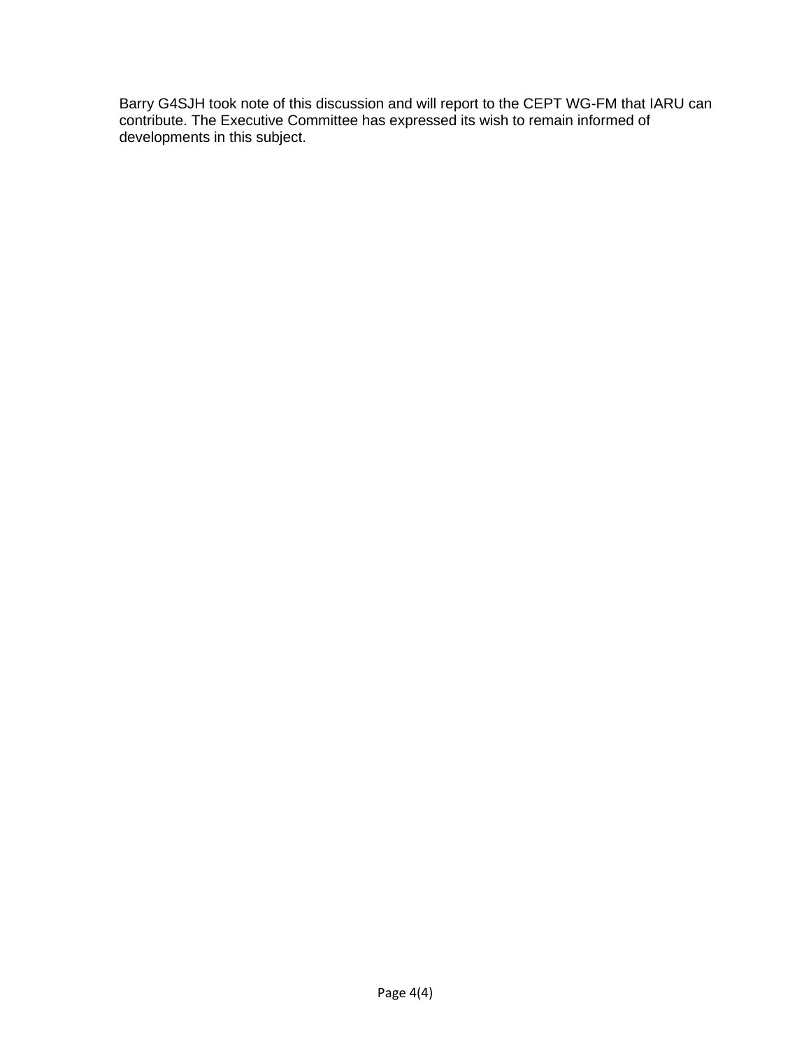Barry G4SJH took note of this discussion and will report to the CEPT WG-FM that IARU can contribute. The Executive Committee has expressed its wish to remain informed of developments in this subject.